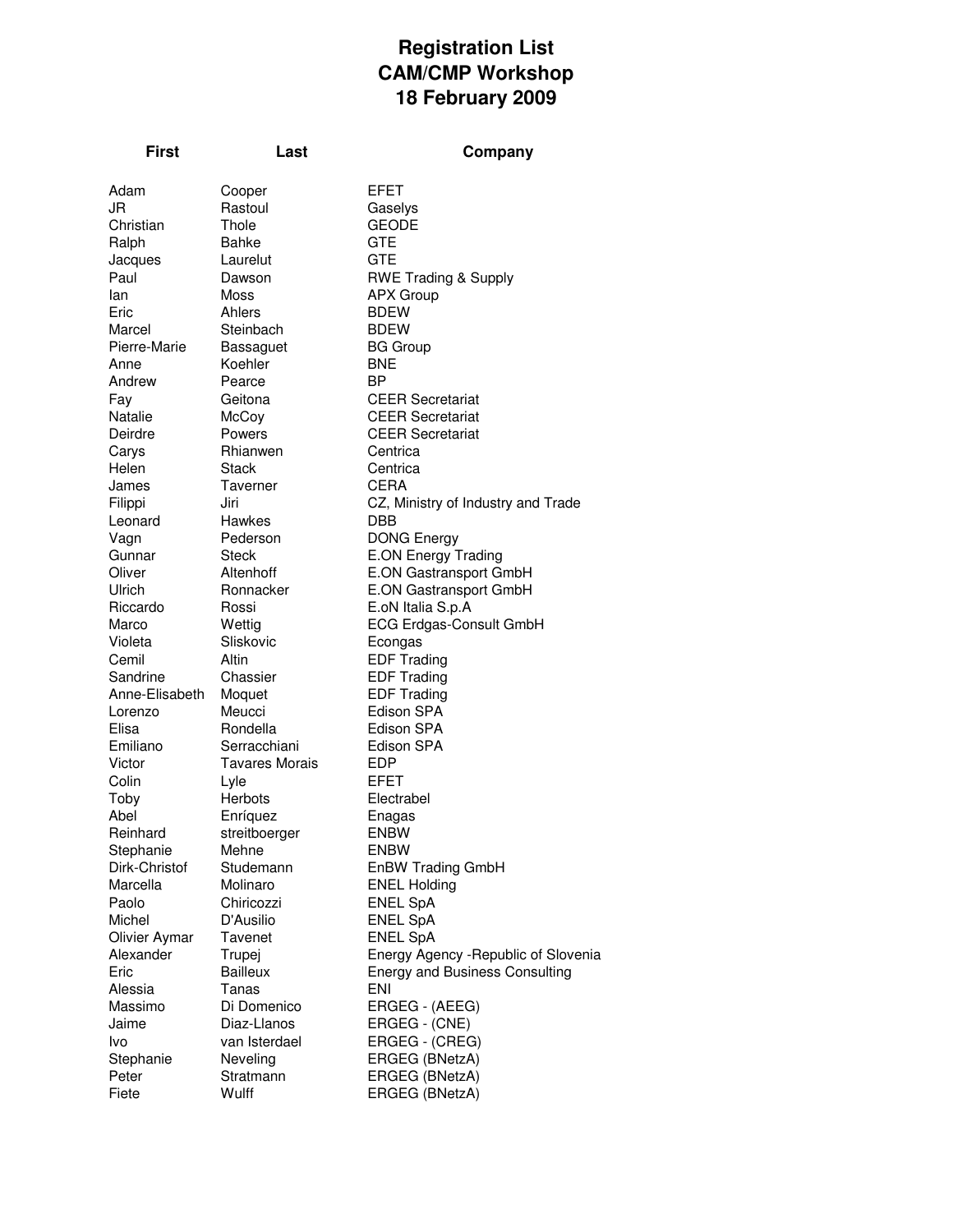# Registration List
# CAM/CMP Workshop
# 18 February 2009

| First | Last | Company |
|---|---|---|
| Adam | Cooper | EFET |
| JR | Rastoul | Gaselys |
| Christian | Thole | GEODE |
| Ralph | Bahke | GTE |
| Jacques | Laurelut | GTE |
| Paul | Dawson | RWE Trading & Supply |
| Ian | Moss | APX Group |
| Eric | Ahlers | BDEW |
| Marcel | Steinbach | BDEW |
| Pierre-Marie | Bassaguet | BG Group |
| Anne | Koehler | BNE |
| Andrew | Pearce | BP |
| Fay | Geitona | CEER Secretariat |
| Natalie | McCoy | CEER Secretariat |
| Deirdre | Powers | CEER Secretariat |
| Carys | Rhianwen | Centrica |
| Helen | Stack | Centrica |
| James | Taverner | CERA |
| Filippi | Jiri | CZ, Ministry of Industry and Trade |
| Leonard | Hawkes | DBB |
| Vagn | Pederson | DONG Energy |
| Gunnar | Steck | E.ON Energy Trading |
| Oliver | Altenhoff | E.ON Gastransport GmbH |
| Ulrich | Ronnacker | E.ON Gastransport GmbH |
| Riccardo | Rossi | E.oN Italia S.p.A |
| Marco | Wettig | ECG Erdgas-Consult GmbH |
| Violeta | Sliskovic | Econgas |
| Cemil | Altin | EDF Trading |
| Sandrine | Chassier | EDF Trading |
| Anne-Elisabeth | Moquet | EDF Trading |
| Lorenzo | Meucci | Edison SPA |
| Elisa | Rondella | Edison SPA |
| Emiliano | Serracchiani | Edison SPA |
| Victor | Tavares Morais | EDP |
| Colin | Lyle | EFET |
| Toby | Herbots | Electrabel |
| Abel | Enríquez | Enagas |
| Reinhard | streitboerger | ENBW |
| Stephanie | Mehne | ENBW |
| Dirk-Christof | Studemann | EnBW Trading GmbH |
| Marcella | Molinaro | ENEL Holding |
| Paolo | Chiricozzi | ENEL SpA |
| Michel | D'Ausilio | ENEL SpA |
| Olivier Aymar | Tavenet | ENEL SpA |
| Alexander | Trupej | Energy Agency -Republic of Slovenia |
| Eric | Bailleux | Energy and Business Consulting |
| Alessia | Tanas | ENI |
| Massimo | Di Domenico | ERGEG - (AEEG) |
| Jaime | Diaz-Llanos | ERGEG - (CNE) |
| Ivo | van Isterdael | ERGEG - (CREG) |
| Stephanie | Neveling | ERGEG (BNetzA) |
| Peter | Stratmann | ERGEG (BNetzA) |
| Fiete | Wulff | ERGEG (BNetzA) |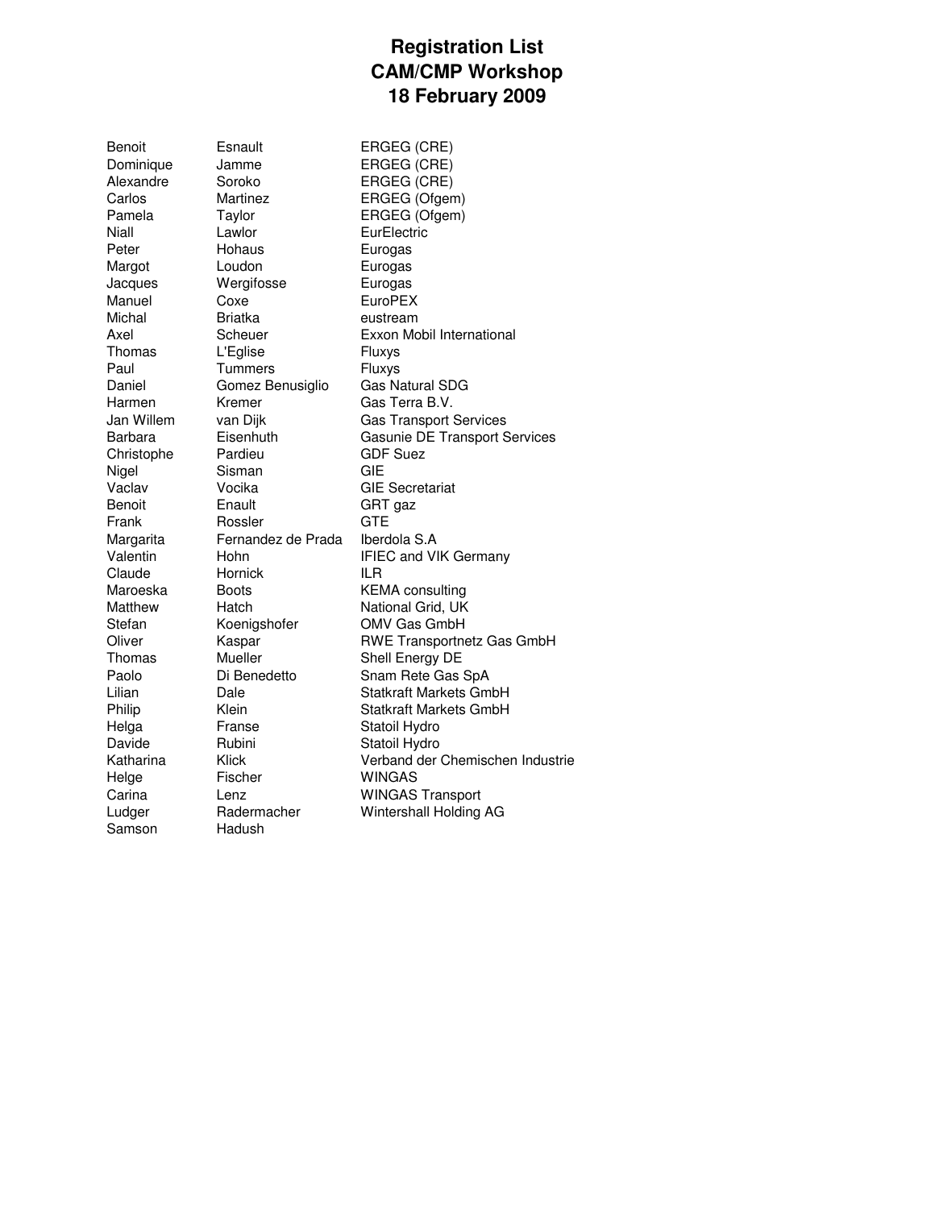# Registration List
# CAM/CMP Workshop
# 18 February 2009

| | | |
|---|---|---|
| Benoit | Esnault | ERGEG (CRE) |
| Dominique | Jamme | ERGEG (CRE) |
| Alexandre | Soroko | ERGEG (CRE) |
| Carlos | Martinez | ERGEG (Ofgem) |
| Pamela | Taylor | ERGEG (Ofgem) |
| Niall | Lawlor | EurElectric |
| Peter | Hohaus | Eurogas |
| Margot | Loudon | Eurogas |
| Jacques | Wergifosse | Eurogas |
| Manuel | Coxe | EuroPEX |
| Michal | Briatka | eustream |
| Axel | Scheuer | Exxon Mobil International |
| Thomas | L'Eglise | Fluxys |
| Paul | Tummers | Fluxys |
| Daniel | Gomez Benusiglio | Gas Natural SDG |
| Harmen | Kremer | Gas Terra B.V. |
| Jan Willem | van Dijk | Gas Transport Services |
| Barbara | Eisenhuth | Gasunie DE Transport Services |
| Christophe | Pardieu | GDF Suez |
| Nigel | Sisman | GIE |
| Vaclav | Vocika | GIE Secretariat |
| Benoit | Enault | GRT gaz |
| Frank | Rossler | GTE |
| Margarita | Fernandez de Prada | Iberdola S.A |
| Valentin | Hohn | IFIEC and VIK Germany |
| Claude | Hornick | ILR |
| Maroeska | Boots | KEMA consulting |
| Matthew | Hatch | National Grid, UK |
| Stefan | Koenigshofer | OMV Gas GmbH |
| Oliver | Kaspar | RWE Transportnetz Gas GmbH |
| Thomas | Mueller | Shell Energy DE |
| Paolo | Di Benedetto | Snam Rete Gas SpA |
| Lilian | Dale | Statkraft Markets GmbH |
| Philip | Klein | Statkraft Markets GmbH |
| Helga | Franse | Statoil Hydro |
| Davide | Rubini | Statoil Hydro |
| Katharina | Klick | Verband der Chemischen Industrie |
| Helge | Fischer | WINGAS |
| Carina | Lenz | WINGAS Transport |
| Ludger | Radermacher | Wintershall Holding AG |
| Samson | Hadush | |